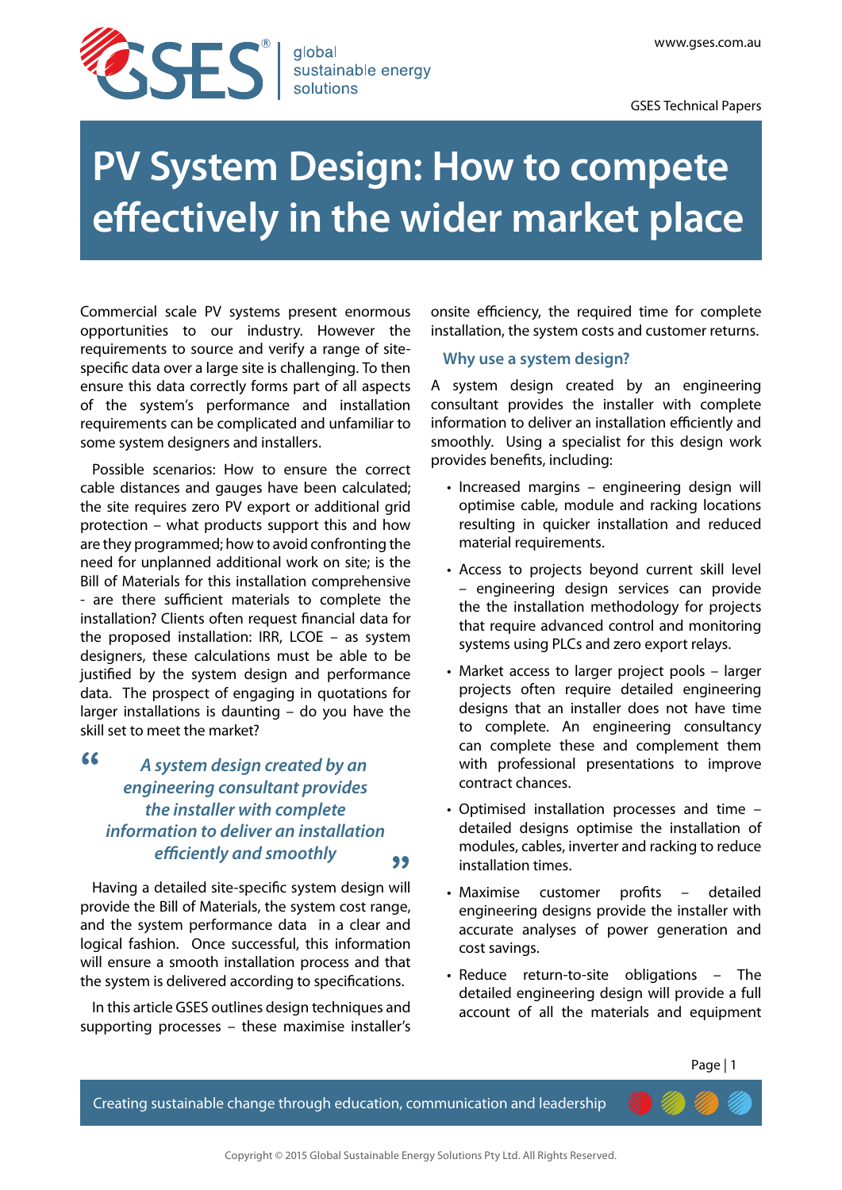# PV System Design: How to compete effectively in the wider market place

Commercial scale PV systems present enormous opportunities to our industry. However the requirements to source and verify a range of site-specific data over a large site is challenging. To then ensure this data correctly forms part of all aspects of the system's performance and installation requirements can be complicated and unfamiliar to some system designers and installers.

Possible scenarios: How to ensure the correct cable distances and gauges have been calculated; the site requires zero PV export or additional grid protection – what products support this and how are they programmed; how to avoid confronting the need for unplanned additional work on site; is the Bill of Materials for this installation comprehensive - are there sufficient materials to complete the installation? Clients often request financial data for the proposed installation: IRR, LCOE – as system designers, these calculations must be able to be justified by the system design and performance data. The prospect of engaging in quotations for larger installations is daunting – do you have the skill set to meet the market?

> *"A system design created by an engineering consultant provides the installer with complete information to deliver an installation efficiently and smoothly"*

Having a detailed site-specific system design will provide the Bill of Materials, the system cost range, and the system performance data in a clear and logical fashion. Once successful, this information will ensure a smooth installation process and that the system is delivered according to specifications.

In this article GSES outlines design techniques and supporting processes – these maximise installer's onsite efficiency, the required time for complete installation, the system costs and customer returns.

## Why use a system design?

A system design created by an engineering consultant provides the installer with complete information to deliver an installation efficiently and smoothly. Using a specialist for this design work provides benefits, including:

- Increased margins – engineering design will optimise cable, module and racking locations resulting in quicker installation and reduced material requirements.
- Access to projects beyond current skill level – engineering design services can provide the the installation methodology for projects that require advanced control and monitoring systems using PLCs and zero export relays.
- Market access to larger project pools – larger projects often require detailed engineering designs that an installer does not have time to complete. An engineering consultancy can complete these and complement them with professional presentations to improve contract chances.
- Optimised installation processes and time – detailed designs optimise the installation of modules, cables, inverter and racking to reduce installation times.
- Maximise customer profits – detailed engineering designs provide the installer with accurate analyses of power generation and cost savings.
- Reduce return-to-site obligations – The detailed engineering design will provide a full account of all the materials and equipment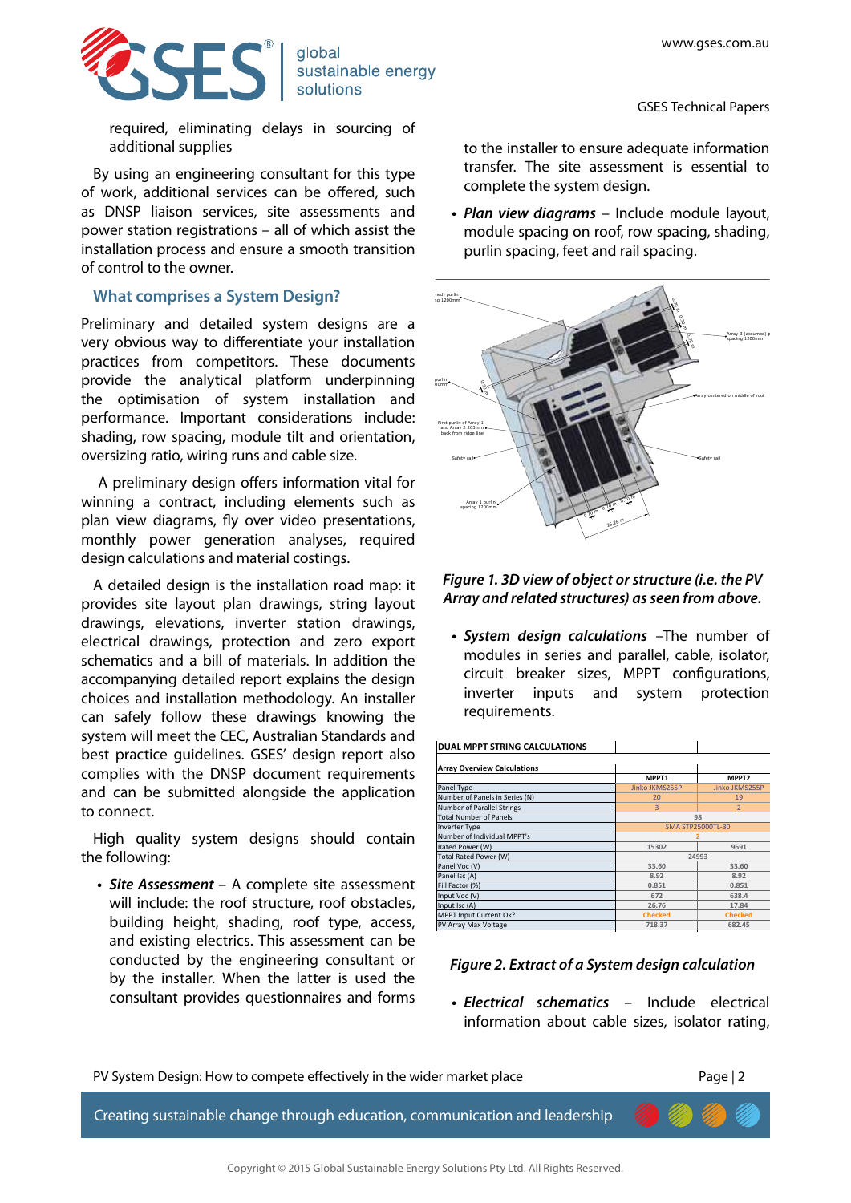required, eliminating delays in sourcing of additional supplies

By using an engineering consultant for this type of work, additional services can be offered, such as DNSP liaison services, site assessments and power station registrations – all of which assist the installation process and ensure a smooth transition of control to the owner.

## What comprises a System Design?

Preliminary and detailed system designs are a very obvious way to differentiate your installation practices from competitors. These documents provide the analytical platform underpinning the optimisation of system installation and performance. Important considerations include: shading, row spacing, module tilt and orientation, oversizing ratio, wiring runs and cable size.

A preliminary design offers information vital for winning a contract, including elements such as plan view diagrams, fly over video presentations, monthly power generation analyses, required design calculations and material costings.

A detailed design is the installation road map: it provides site layout plan drawings, string layout drawings, elevations, inverter station drawings, electrical drawings, protection and zero export schematics and a bill of materials. In addition the accompanying detailed report explains the design choices and installation methodology. An installer can safely follow these drawings knowing the system will meet the CEC, Australian Standards and best practice guidelines. GSES' design report also complies with the DNSP document requirements and can be submitted alongside the application to connect.

High quality system designs should contain the following:

- ***Site Assessment*** – A complete site assessment will include: the roof structure, roof obstacles, building height, shading, roof type, access, and existing electrics. This assessment can be conducted by the engineering consultant or by the installer. When the latter is used the consultant provides questionnaires and forms to the installer to ensure adequate information transfer. The site assessment is essential to complete the system design.
- ***Plan view diagrams*** – Include module layout, module spacing on roof, row spacing, shading, purlin spacing, feet and rail spacing.

***Figure 1. 3D view of object or structure (i.e. the PV Array and related structures) as seen from above.***

- ***System design calculations*** –The number of modules in series and parallel, cable, isolator, circuit breaker sizes, MPPT configurations, inverter inputs and system protection requirements.

| DUAL MPPT STRING CALCULATIONS | | |
|---|---|---|
| **Array Overview Calculations** | | |
| | MPPT1 | MPPT2 |
| Panel Type | Jinko JKMS255P | Jinko JKMS255P |
| Number of Panels in Series (N) | 20 | 19 |
| Number of Parallel Strings | 3 | 2 |
| Total Number of Panels | 98 | |
| Inverter Type | SMA STP25000TL-30 | |
| Number of Individual MPPT's | 2 | |
| Rated Power (W) | 15302 | 9691 |
| Total Rated Power (W) | 24993 | |
| Panel Voc (V) | 33.60 | 33.60 |
| Panel Isc (A) | 8.92 | 8.92 |
| Fill Factor (%) | 0.851 | 0.851 |
| Input Voc (V) | 672 | 638.4 |
| Input Isc (A) | 26.76 | 17.84 |
| MPPT Input Current Ok? | Checked | Checked |
| PV Array Max Voltage | 718.37 | 682.45 |

***Figure 2. Extract of a System design calculation***

- ***Electrical schematics*** – Include electrical information about cable sizes, isolator rating,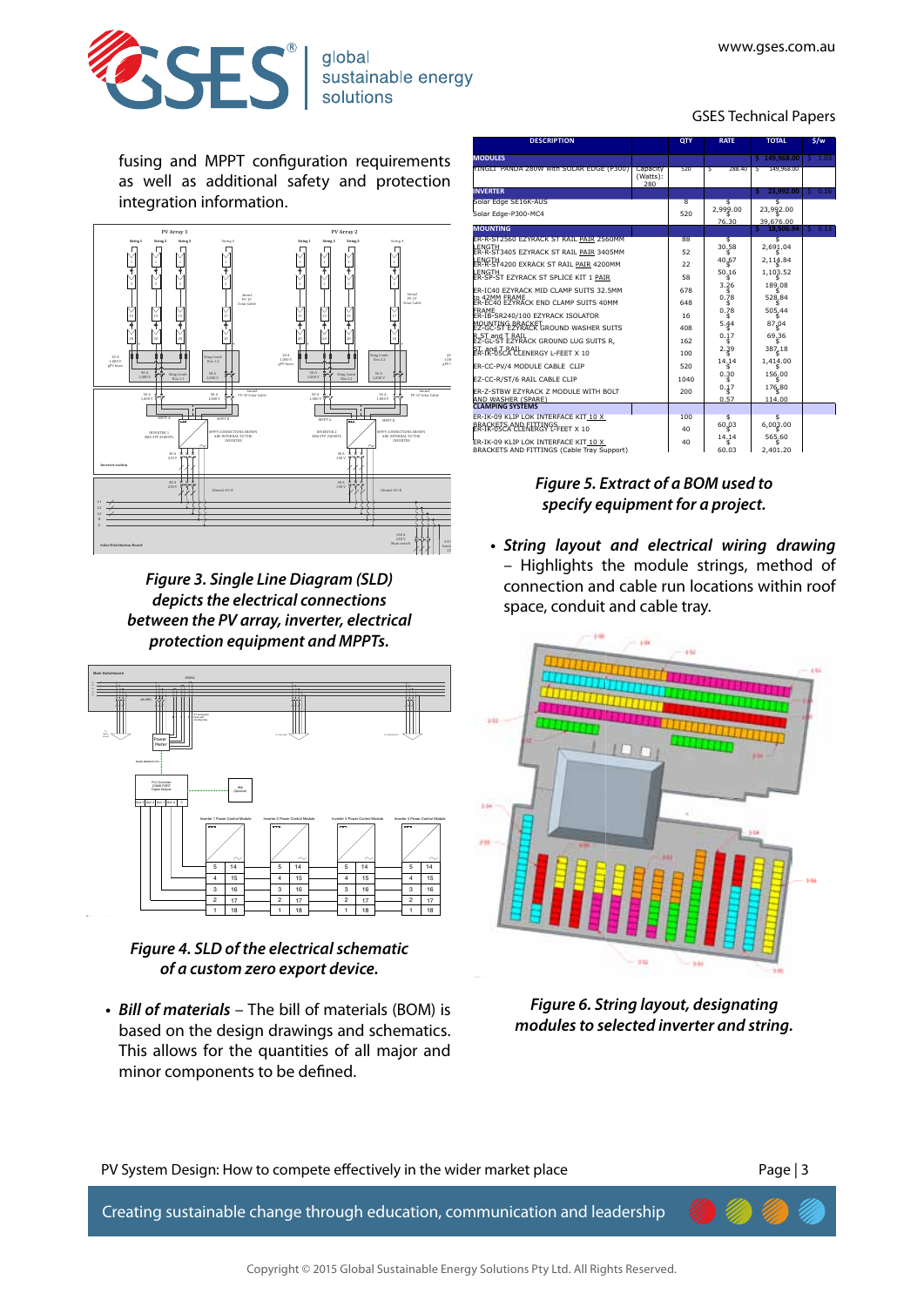fusing and MPPT configuration requirements as well as additional safety and protection integration information.

*Figure 3. Single Line Diagram (SLD) depicts the electrical connections between the PV array, inverter, electrical protection equipment and MPPTs.*

*Figure 4. SLD of the electrical schematic of a custom zero export device.*

- ***Bill of materials*** – The bill of materials (BOM) is based on the design drawings and schematics. This allows for the quantities of all major and minor components to be defined.

| DESCRIPTION | | QTY | RATE | TOTAL | $/w |
|---|---|---|---|---|---|
| **MODULES** | | | | $ 149,968.00 | $ 1.03 |
| JINGLI PANDA 280W with SOLAR EDGE (P300) | Capacity (Watts): 280 | 520 | $ 288.40 | $ 149,968.00 | |
| **INVERTER** | | | | $ 23,992.00 | $ 0.16 |
| Solar Edge SE16K-AUS | | 8 | $ 2,999.00 | $ 23,992.00 | |
| Solar Edge-P300-MC4 | | 520 | $ 76.30 | $ 39,676.00 | |
| **MOUNTING** | | | | $ 18,306.34 | $ 0.13 |
| ER-R-ST2560 EZYRACK ST RAIL PAIR 2560MM LENGTH | | 88 | $ 30.58 | $ 2,691.04 | |
| ER-R-ST3405 EZYRACK ST RAIL PAIR 3405MM LENGTH | | 52 | $ 40.67 | $ 2,114.84 | |
| ER-R-ST4200 EXRACK ST RAIL PAIR 4200MM LENGTH | | 22 | $ 50.16 | $ 1,103.52 | |
| ER-SP-ST EZYRACK ST SPLICE KIT 1 PAIR | | 58 | $ 3.26 | $ 189.08 | |
| ER-IC40 EZYRACK MID CLAMP SUITS 32.5MM to 42MM FRAME | | 678 | $ 0.78 | $ 528.84 | |
| ER-EC40 EZYRACK END CLAMP SUITS 40MM FRAME | | 648 | $ 0.78 | $ 505.44 | |
| ER-IB-SR240/100 EZYRACK ISOLATOR MOUNTING BRACKET | | 16 | $ 5.44 | $ 87.04 | |
| EZ-GC-ST EZYRACK GROUND WASHER SUITS R,ST and T RAIL | | 408 | $ 0.17 | $ 69.36 | |
| EZ-GL-ST EZYRACK GROUND LUG SUITS R, ST and T RAIL | | 162 | $ 2.39 | $ 387.18 | |
| ER-IK-05CA CLENERGY L-FEET X 10 | | 100 | $ 14.14 | $ 1,414.00 | |
| ER-CC-PV/4 MODULE CABLE CLIP | | 520 | $ 0.30 | $ 156.00 | |
| EZ-CC-R/ST/6 RAIL CABLE CLIP | | 1040 | $ 0.17 | $ 176.80 | |
| ER-Z-STBW EZYRACK Z MODULE WITH BOLT AND WASHER (SPARE) | | 200 | $ 0.57 | $ 114.00 | |
| **CLAMPING SYSTEMS** | | | | | |
| ER-IK-09 KLIP LOK INTERFACE KIT 10 X BRACKETS AND FITTINGS | | 100 | $ 60.03 | $ 6,003.00 | |
| ER-IK-05CA CLENERGY L-FEET X 10 | | 40 | $ 14.14 | $ 565.60 | |
| ER-IK-09 KLIP LOK INTERFACE KIT 10 X BRACKETS AND FITTINGS (Cable Tray Support) | | 40 | $ 60.03 | $ 2,401.20 | |

*Figure 5. Extract of a BOM used to specify equipment for a project.*

- ***String layout and electrical wiring drawing*** – Highlights the module strings, method of connection and cable run locations within roof space, conduit and cable tray.

*Figure 6. String layout, designating modules to selected inverter and string.*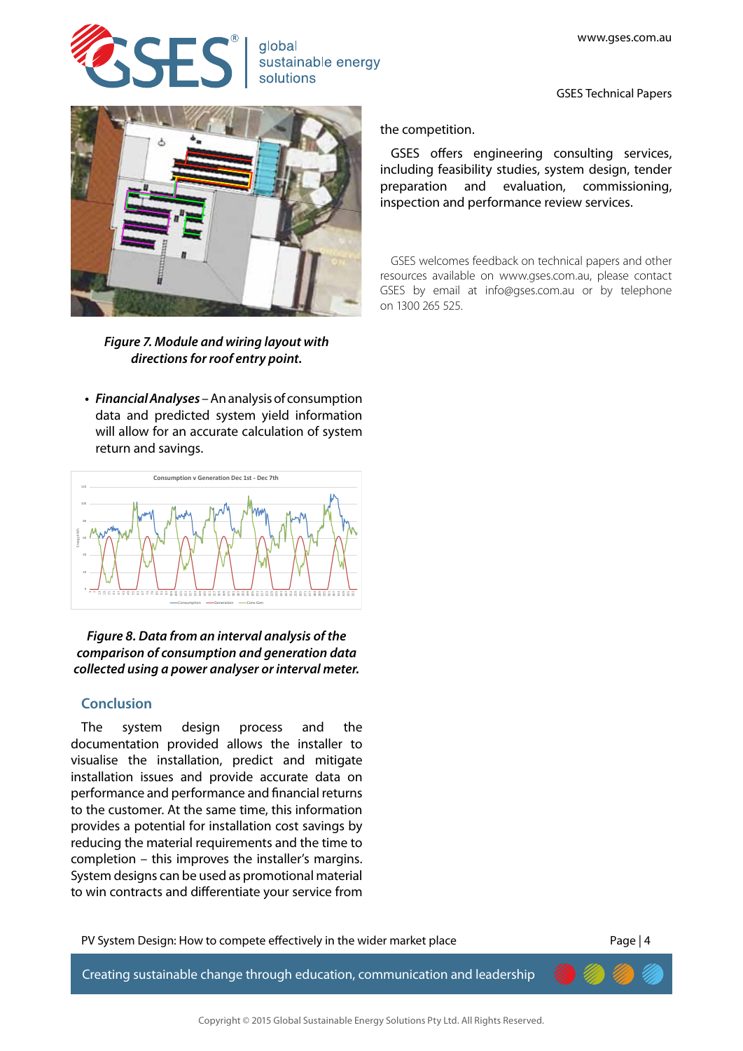*Figure 7. Module and wiring layout with directions for roof entry point.*

- ***Financial Analyses*** – An analysis of consumption data and predicted system yield information will allow for an accurate calculation of system return and savings.

Consumption v Generation Dec 1st - Dec 7th

Consumption
Generation
Cons-Gen

*Figure 8. Data from an interval analysis of the comparison of consumption and generation data collected using a power analyser or interval meter.*

## Conclusion

The system design process and the documentation provided allows the installer to visualise the installation, predict and mitigate installation issues and provide accurate data on performance and performance and financial returns to the customer. At the same time, this information provides a potential for installation cost savings by reducing the material requirements and the time to completion – this improves the installer's margins. System designs can be used as promotional material to win contracts and differentiate your service from the competition.

GSES offers engineering consulting services, including feasibility studies, system design, tender preparation and evaluation, commissioning, inspection and performance review services.

GSES welcomes feedback on technical papers and other resources available on www.gses.com.au, please contact GSES by email at info@gses.com.au or by telephone on 1300 265 525.